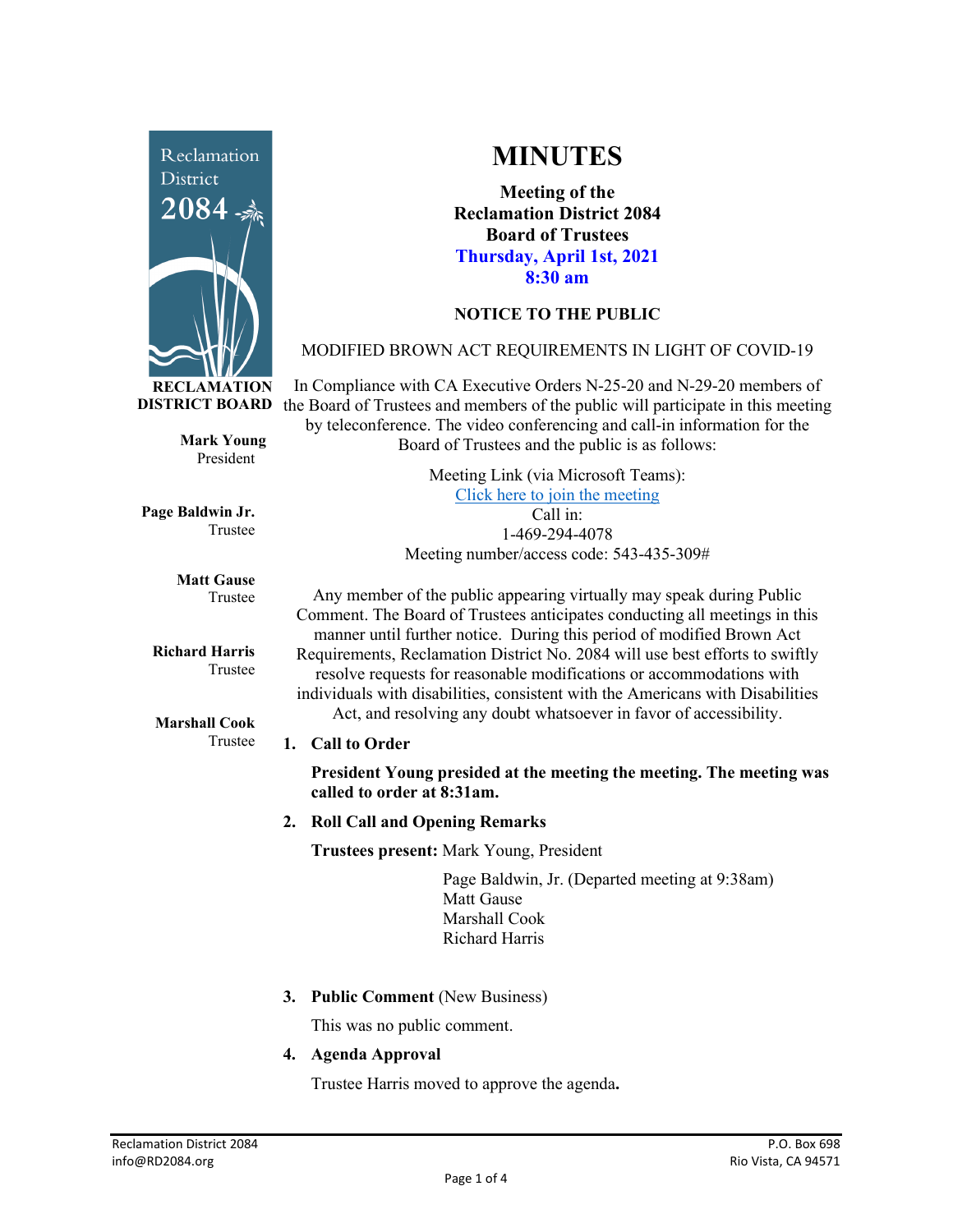# MINUTES

**Meeting of the**
**Reclamation District 2084**
**Board of Trustees**
**Thursday, April 1st, 2021**
**8:30 am**

**RECLAMATION DISTRICT BOARD**

**Mark Young**
President

**Page Baldwin Jr.**
Trustee

**Matt Gause**
Trustee

**Richard Harris**
Trustee

**Marshall Cook**
Trustee

**NOTICE TO THE PUBLIC**

MODIFIED BROWN ACT REQUIREMENTS IN LIGHT OF COVID-19

In Compliance with CA Executive Orders N-25-20 and N-29-20 members of the Board of Trustees and members of the public will participate in this meeting by teleconference. The video conferencing and call-in information for the Board of Trustees and the public is as follows:

Meeting Link (via Microsoft Teams):
Click here to join the meeting
Call in:
1-469-294-4078
Meeting number/access code: 543-435-309#

Any member of the public appearing virtually may speak during Public Comment. The Board of Trustees anticipates conducting all meetings in this manner until further notice. During this period of modified Brown Act Requirements, Reclamation District No. 2084 will use best efforts to swiftly resolve requests for reasonable modifications or accommodations with individuals with disabilities, consistent with the Americans with Disabilities Act, and resolving any doubt whatsoever in favor of accessibility.

1. **Call to Order**

   **President Young presided at the meeting the meeting. The meeting was called to order at 8:31am.**

2. **Roll Call and Opening Remarks**

   **Trustees present:** Mark Young, President
   Page Baldwin, Jr. (Departed meeting at 9:38am)
   Matt Gause
   Marshall Cook
   Richard Harris

3. **Public Comment** (New Business)

   This was no public comment.

4. **Agenda Approval**

   Trustee Harris moved to approve the agenda**.**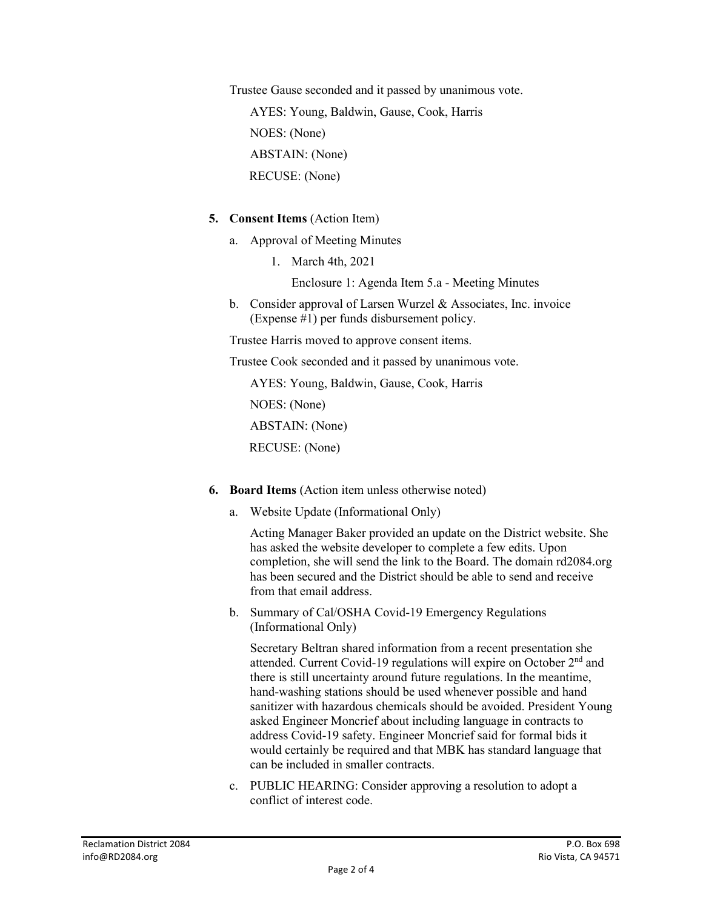Trustee Gause seconded and it passed by unanimous vote.

AYES: Young, Baldwin, Gause, Cook, Harris

NOES: (None)

ABSTAIN: (None)

RECUSE: (None)

5. **Consent Items** (Action Item)

   a. Approval of Meeting Minutes

      1. March 4th, 2021

         Enclosure 1: Agenda Item 5.a - Meeting Minutes

   b. Consider approval of Larsen Wurzel & Associates, Inc. invoice (Expense #1) per funds disbursement policy.

   Trustee Harris moved to approve consent items.

   Trustee Cook seconded and it passed by unanimous vote.

   AYES: Young, Baldwin, Gause, Cook, Harris

   NOES: (None)

   ABSTAIN: (None)

   RECUSE: (None)

6. **Board Items** (Action item unless otherwise noted)

   a. Website Update (Informational Only)

      Acting Manager Baker provided an update on the District website. She has asked the website developer to complete a few edits. Upon completion, she will send the link to the Board. The domain rd2084.org has been secured and the District should be able to send and receive from that email address.

   b. Summary of Cal/OSHA Covid-19 Emergency Regulations (Informational Only)

      Secretary Beltran shared information from a recent presentation she attended. Current Covid-19 regulations will expire on October 2nd and there is still uncertainty around future regulations. In the meantime, hand-washing stations should be used whenever possible and hand sanitizer with hazardous chemicals should be avoided. President Young asked Engineer Moncrief about including language in contracts to address Covid-19 safety. Engineer Moncrief said for formal bids it would certainly be required and that MBK has standard language that can be included in smaller contracts.

   c. PUBLIC HEARING: Consider approving a resolution to adopt a conflict of interest code.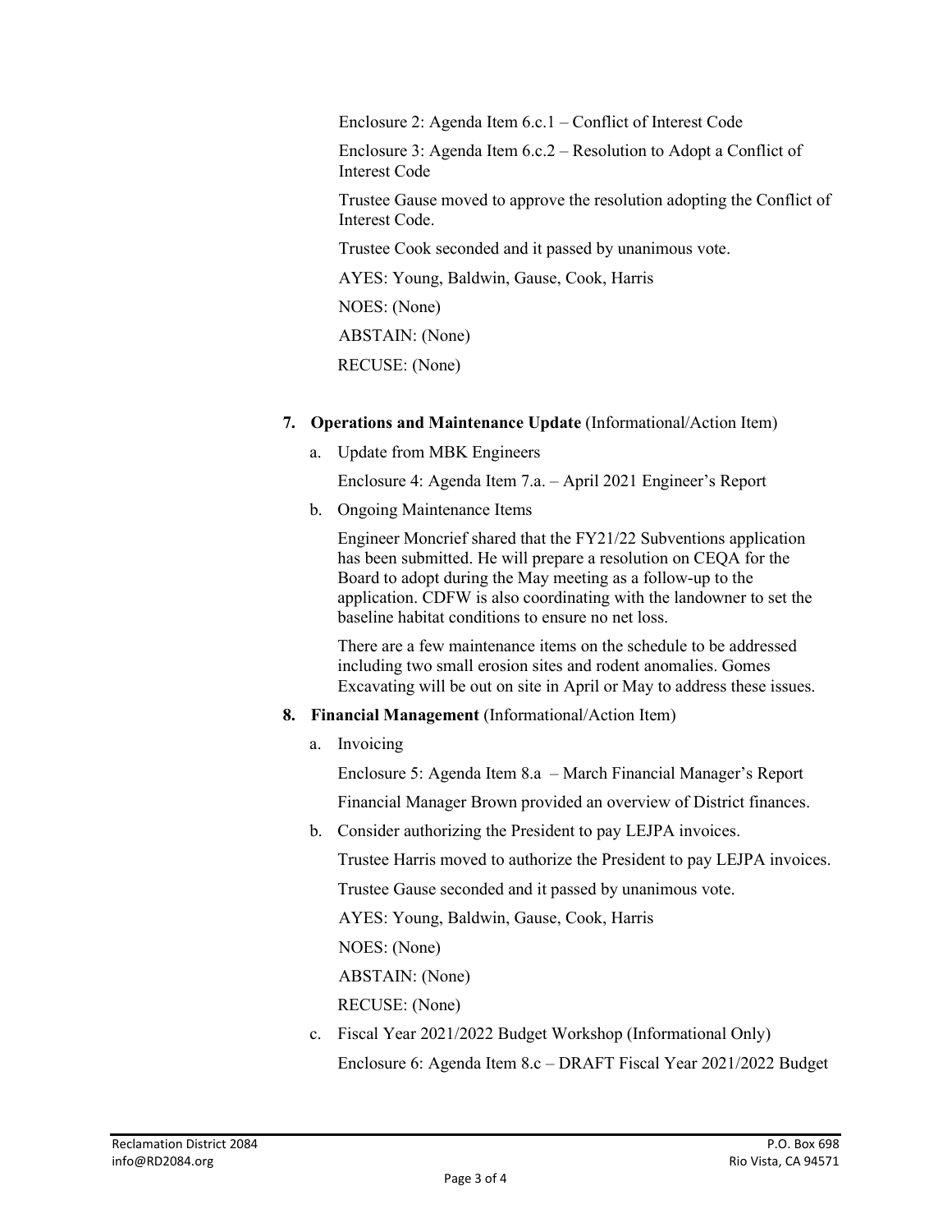Enclosure 2: Agenda Item 6.c.1 – Conflict of Interest Code

Enclosure 3: Agenda Item 6.c.2 – Resolution to Adopt a Conflict of Interest Code

Trustee Gause moved to approve the resolution adopting the Conflict of Interest Code.

Trustee Cook seconded and it passed by unanimous vote.

AYES: Young, Baldwin, Gause, Cook, Harris

NOES: (None)

ABSTAIN: (None)

RECUSE: (None)

7. **Operations and Maintenance Update** (Informational/Action Item)

   a. Update from MBK Engineers

      Enclosure 4: Agenda Item 7.a. – April 2021 Engineer's Report

   b. Ongoing Maintenance Items

      Engineer Moncrief shared that the FY21/22 Subventions application has been submitted. He will prepare a resolution on CEQA for the Board to adopt during the May meeting as a follow-up to the application. CDFW is also coordinating with the landowner to set the baseline habitat conditions to ensure no net loss.

      There are a few maintenance items on the schedule to be addressed including two small erosion sites and rodent anomalies. Gomes Excavating will be out on site in April or May to address these issues.

8. **Financial Management** (Informational/Action Item)

   a. Invoicing

      Enclosure 5: Agenda Item 8.a – March Financial Manager's Report

      Financial Manager Brown provided an overview of District finances.

   b. Consider authorizing the President to pay LEJPA invoices.

      Trustee Harris moved to authorize the President to pay LEJPA invoices.

      Trustee Gause seconded and it passed by unanimous vote.

      AYES: Young, Baldwin, Gause, Cook, Harris

      NOES: (None)

      ABSTAIN: (None)

      RECUSE: (None)

   c. Fiscal Year 2021/2022 Budget Workshop (Informational Only)

      Enclosure 6: Agenda Item 8.c – DRAFT Fiscal Year 2021/2022 Budget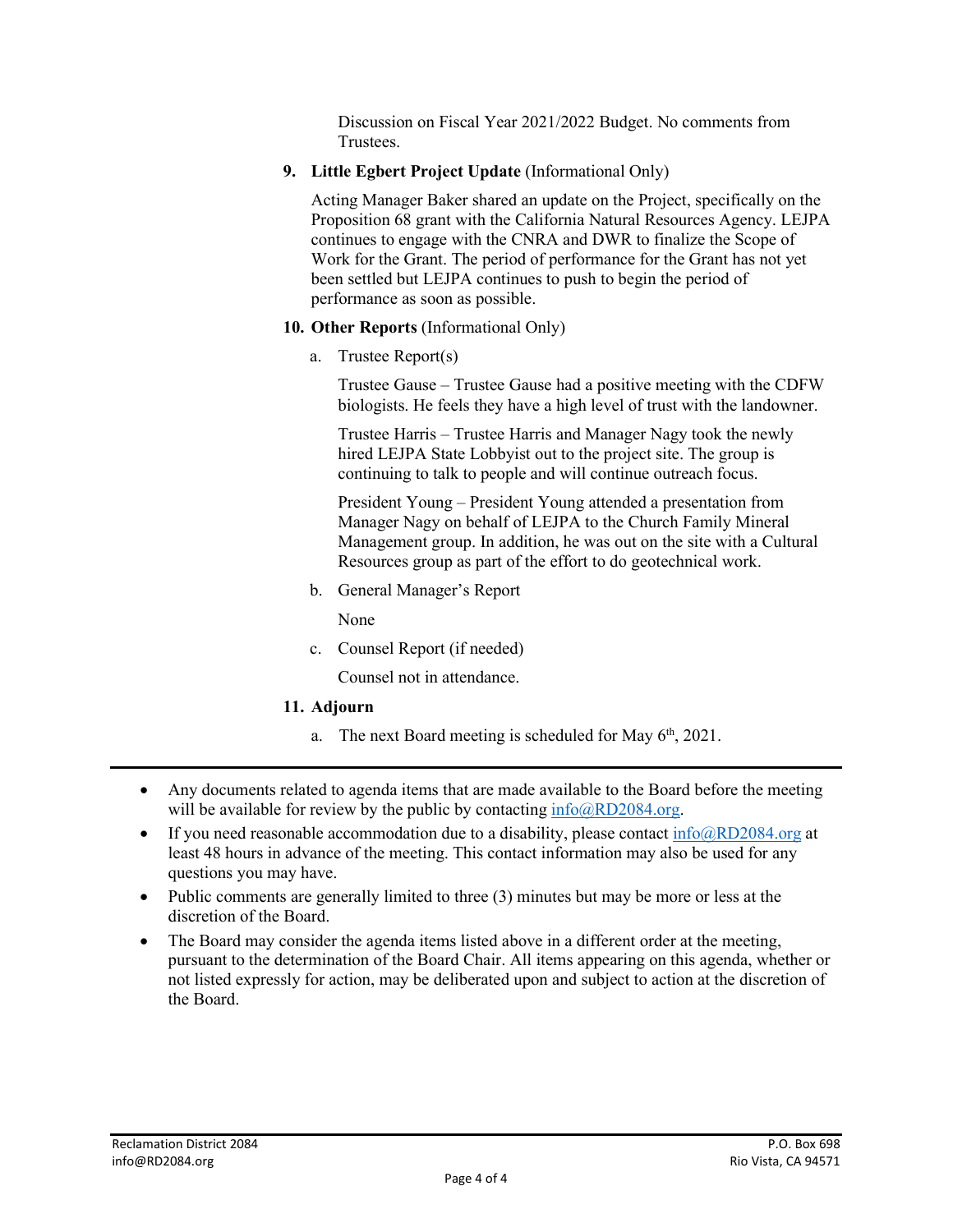Discussion on Fiscal Year 2021/2022 Budget. No comments from Trustees.

9. **Little Egbert Project Update** (Informational Only)

   Acting Manager Baker shared an update on the Project, specifically on the Proposition 68 grant with the California Natural Resources Agency. LEJPA continues to engage with the CNRA and DWR to finalize the Scope of Work for the Grant. The period of performance for the Grant has not yet been settled but LEJPA continues to push to begin the period of performance as soon as possible.

10. **Other Reports** (Informational Only)

    a. Trustee Report(s)

       Trustee Gause – Trustee Gause had a positive meeting with the CDFW biologists. He feels they have a high level of trust with the landowner.

       Trustee Harris – Trustee Harris and Manager Nagy took the newly hired LEJPA State Lobbyist out to the project site. The group is continuing to talk to people and will continue outreach focus.

       President Young – President Young attended a presentation from Manager Nagy on behalf of LEJPA to the Church Family Mineral Management group. In addition, he was out on the site with a Cultural Resources group as part of the effort to do geotechnical work.

    b. General Manager's Report

       None

    c. Counsel Report (if needed)

       Counsel not in attendance.

11. **Adjourn**

    a. The next Board meeting is scheduled for May 6th, 2021.

---

- Any documents related to agenda items that are made available to the Board before the meeting will be available for review by the public by contacting info@RD2084.org.
- If you need reasonable accommodation due to a disability, please contact info@RD2084.org at least 48 hours in advance of the meeting. This contact information may also be used for any questions you may have.
- Public comments are generally limited to three (3) minutes but may be more or less at the discretion of the Board.
- The Board may consider the agenda items listed above in a different order at the meeting, pursuant to the determination of the Board Chair. All items appearing on this agenda, whether or not listed expressly for action, may be deliberated upon and subject to action at the discretion of the Board.